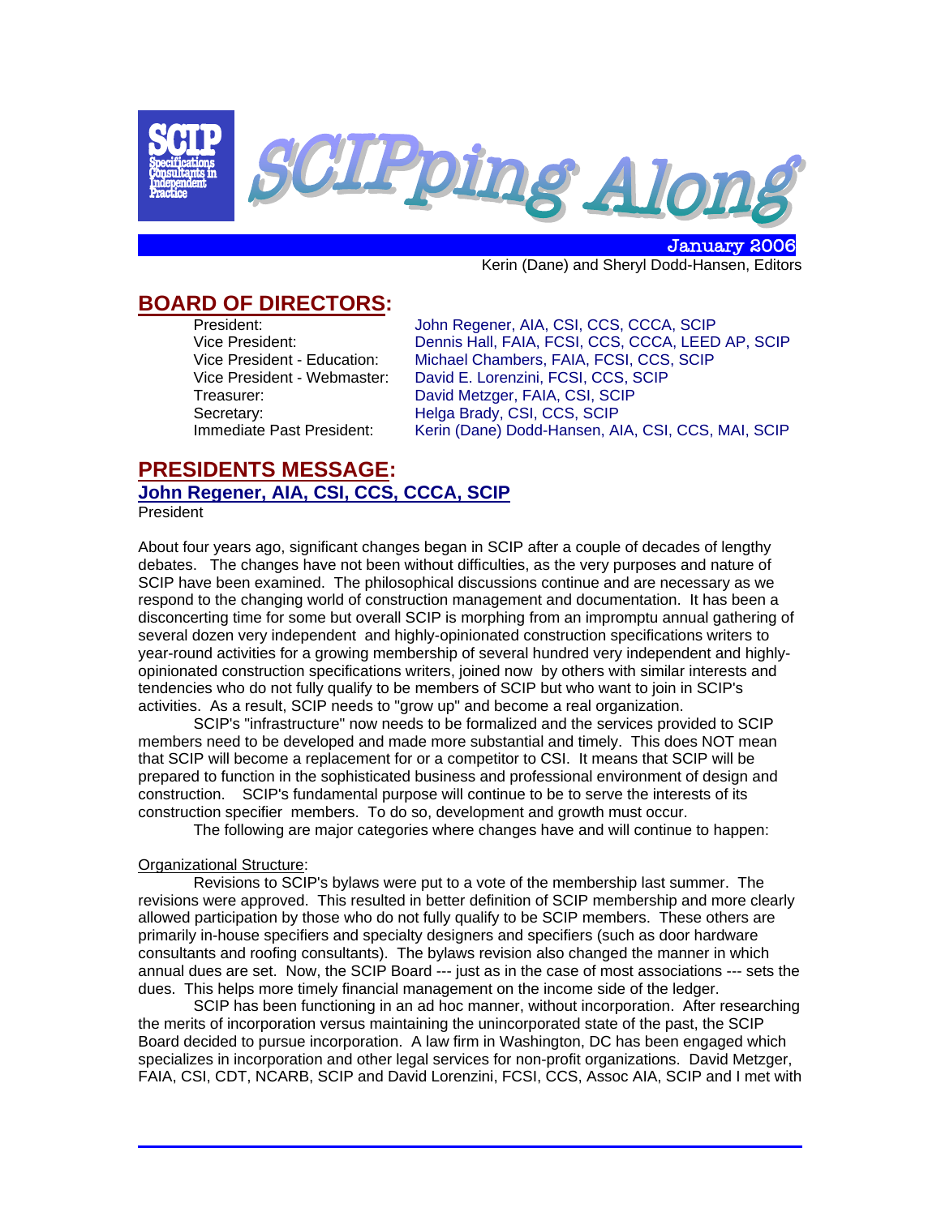# SCIPping Along

SCIP Specifications Consultants in Independent Practice

January 2006

Kerin (Dane) and Sheryl Dodd-Hansen, Editors

## BOARD OF DIRECTORS:

| | |
|---|---|
| President: | John Regener, AIA, CSI, CCS, CCCA, SCIP |
| Vice President: | Dennis Hall, FAIA, FCSI, CCS, CCCA, LEED AP, SCIP |
| Vice President - Education: | Michael Chambers, FAIA, FCSI, CCS, SCIP |
| Vice President - Webmaster: | David E. Lorenzini, FCSI, CCS, SCIP |
| Treasurer: | David Metzger, FAIA, CSI, SCIP |
| Secretary: | Helga Brady, CSI, CCS, SCIP |
| Immediate Past President: | Kerin (Dane) Dodd-Hansen, AIA, CSI, CCS, MAI, SCIP |

## PRESIDENTS MESSAGE:

### John Regener, AIA, CSI, CCS, CCCA, SCIP

President

About four years ago, significant changes began in SCIP after a couple of decades of lengthy debates. The changes have not been without difficulties, as the very purposes and nature of SCIP have been examined. The philosophical discussions continue and are necessary as we respond to the changing world of construction management and documentation. It has been a disconcerting time for some but overall SCIP is morphing from an impromptu annual gathering of several dozen very independent and highly-opinionated construction specifications writers to year-round activities for a growing membership of several hundred very independent and highly-opinionated construction specifications writers, joined now by others with similar interests and tendencies who do not fully qualify to be members of SCIP but who want to join in SCIP's activities. As a result, SCIP needs to "grow up" and become a real organization.

SCIP's "infrastructure" now needs to be formalized and the services provided to SCIP members need to be developed and made more substantial and timely. This does NOT mean that SCIP will become a replacement for or a competitor to CSI. It means that SCIP will be prepared to function in the sophisticated business and professional environment of design and construction. SCIP's fundamental purpose will continue to be to serve the interests of its construction specifier members. To do so, development and growth must occur.

The following are major categories where changes have and will continue to happen:

Organizational Structure:

Revisions to SCIP's bylaws were put to a vote of the membership last summer. The revisions were approved. This resulted in better definition of SCIP membership and more clearly allowed participation by those who do not fully qualify to be SCIP members. These others are primarily in-house specifiers and specialty designers and specifiers (such as door hardware consultants and roofing consultants). The bylaws revision also changed the manner in which annual dues are set. Now, the SCIP Board --- just as in the case of most associations --- sets the dues. This helps more timely financial management on the income side of the ledger.

SCIP has been functioning in an ad hoc manner, without incorporation. After researching the merits of incorporation versus maintaining the unincorporated state of the past, the SCIP Board decided to pursue incorporation. A law firm in Washington, DC has been engaged which specializes in incorporation and other legal services for non-profit organizations. David Metzger, FAIA, CSI, CDT, NCARB, SCIP and David Lorenzini, FCSI, CCS, Assoc AIA, SCIP and I met with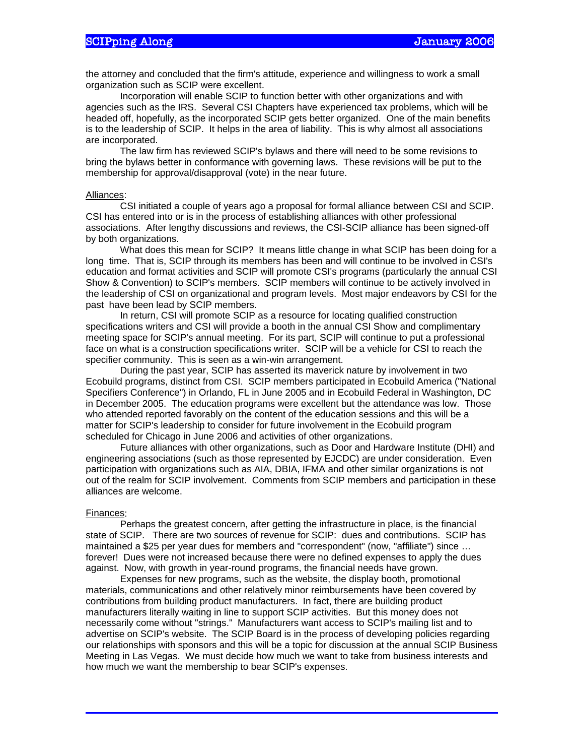the attorney and concluded that the firm's attitude, experience and willingness to work a small organization such as SCIP were excellent.

Incorporation will enable SCIP to function better with other organizations and with agencies such as the IRS. Several CSI Chapters have experienced tax problems, which will be headed off, hopefully, as the incorporated SCIP gets better organized. One of the main benefits is to the leadership of SCIP. It helps in the area of liability. This is why almost all associations are incorporated.

The law firm has reviewed SCIP's bylaws and there will need to be some revisions to bring the bylaws better in conformance with governing laws. These revisions will be put to the membership for approval/disapproval (vote) in the near future.

Alliances:

CSI initiated a couple of years ago a proposal for formal alliance between CSI and SCIP. CSI has entered into or is in the process of establishing alliances with other professional associations. After lengthy discussions and reviews, the CSI-SCIP alliance has been signed-off by both organizations.

What does this mean for SCIP? It means little change in what SCIP has been doing for a long time. That is, SCIP through its members has been and will continue to be involved in CSI's education and format activities and SCIP will promote CSI's programs (particularly the annual CSI Show & Convention) to SCIP's members. SCIP members will continue to be actively involved in the leadership of CSI on organizational and program levels. Most major endeavors by CSI for the past have been lead by SCIP members.

In return, CSI will promote SCIP as a resource for locating qualified construction specifications writers and CSI will provide a booth in the annual CSI Show and complimentary meeting space for SCIP's annual meeting. For its part, SCIP will continue to put a professional face on what is a construction specifications writer. SCIP will be a vehicle for CSI to reach the specifier community. This is seen as a win-win arrangement.

During the past year, SCIP has asserted its maverick nature by involvement in two Ecobuild programs, distinct from CSI. SCIP members participated in Ecobuild America ("National Specifiers Conference") in Orlando, FL in June 2005 and in Ecobuild Federal in Washington, DC in December 2005. The education programs were excellent but the attendance was low. Those who attended reported favorably on the content of the education sessions and this will be a matter for SCIP's leadership to consider for future involvement in the Ecobuild program scheduled for Chicago in June 2006 and activities of other organizations.

Future alliances with other organizations, such as Door and Hardware Institute (DHI) and engineering associations (such as those represented by EJCDC) are under consideration. Even participation with organizations such as AIA, DBIA, IFMA and other similar organizations is not out of the realm for SCIP involvement. Comments from SCIP members and participation in these alliances are welcome.

Finances:

Perhaps the greatest concern, after getting the infrastructure in place, is the financial state of SCIP. There are two sources of revenue for SCIP: dues and contributions. SCIP has maintained a $25 per year dues for members and "correspondent" (now, "affiliate") since … forever! Dues were not increased because there were no defined expenses to apply the dues against. Now, with growth in year-round programs, the financial needs have grown.

Expenses for new programs, such as the website, the display booth, promotional materials, communications and other relatively minor reimbursements have been covered by contributions from building product manufacturers. In fact, there are building product manufacturers literally waiting in line to support SCIP activities. But this money does not necessarily come without "strings." Manufacturers want access to SCIP's mailing list and to advertise on SCIP's website. The SCIP Board is in the process of developing policies regarding our relationships with sponsors and this will be a topic for discussion at the annual SCIP Business Meeting in Las Vegas. We must decide how much we want to take from business interests and how much we want the membership to bear SCIP's expenses.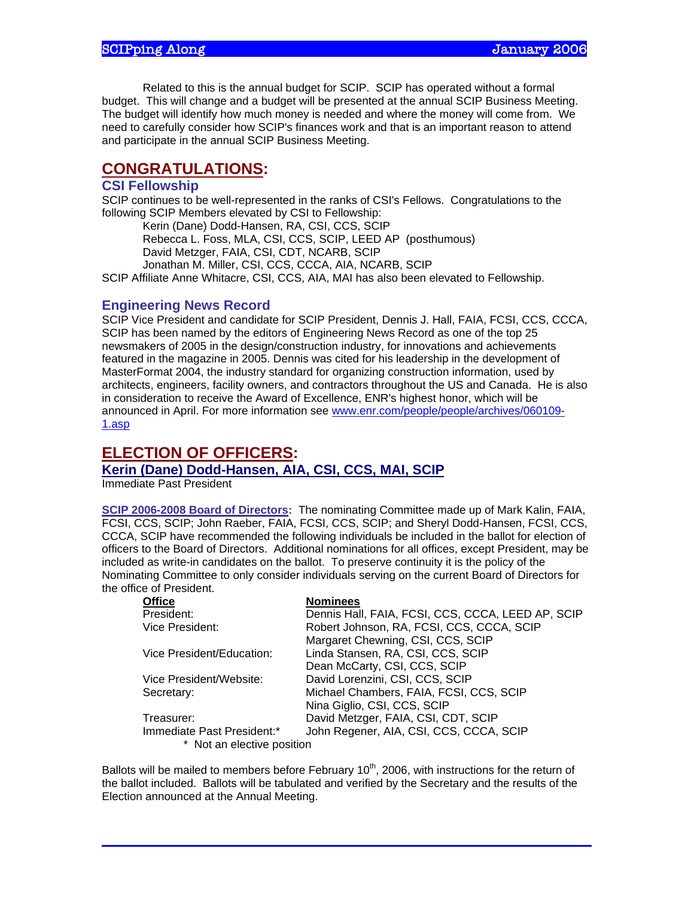Related to this is the annual budget for SCIP. SCIP has operated without a formal budget. This will change and a budget will be presented at the annual SCIP Business Meeting. The budget will identify how much money is needed and where the money will come from. We need to carefully consider how SCIP's finances work and that is an important reason to attend and participate in the annual SCIP Business Meeting.

## CONGRATULATIONS:

### CSI Fellowship

SCIP continues to be well-represented in the ranks of CSI's Fellows. Congratulations to the following SCIP Members elevated by CSI to Fellowship:

Kerin (Dane) Dodd-Hansen, RA, CSI, CCS, SCIP
Rebecca L. Foss, MLA, CSI, CCS, SCIP, LEED AP (posthumous)
David Metzger, FAIA, CSI, CDT, NCARB, SCIP
Jonathan M. Miller, CSI, CCS, CCCA, AIA, NCARB, SCIP

SCIP Affiliate Anne Whitacre, CSI, CCS, AIA, MAI has also been elevated to Fellowship.

### Engineering News Record

SCIP Vice President and candidate for SCIP President, Dennis J. Hall, FAIA, FCSI, CCS, CCCA, SCIP has been named by the editors of Engineering News Record as one of the top 25 newsmakers of 2005 in the design/construction industry, for innovations and achievements featured in the magazine in 2005. Dennis was cited for his leadership in the development of MasterFormat 2004, the industry standard for organizing construction information, used by architects, engineers, facility owners, and contractors throughout the US and Canada. He is also in consideration to receive the Award of Excellence, ENR's highest honor, which will be announced in April. For more information see www.enr.com/people/people/archives/060109-1.asp

## ELECTION OF OFFICERS:

### Kerin (Dane) Dodd-Hansen, AIA, CSI, CCS, MAI, SCIP

Immediate Past President

**SCIP 2006-2008 Board of Directors:** The nominating Committee made up of Mark Kalin, FAIA, FCSI, CCS, SCIP; John Raeber, FAIA, FCSI, CCS, SCIP; and Sheryl Dodd-Hansen, FCSI, CCS, CCCA, SCIP have recommended the following individuals be included in the ballot for election of officers to the Board of Directors. Additional nominations for all offices, except President, may be included as write-in candidates on the ballot. To preserve continuity it is the policy of the Nominating Committee to only consider individuals serving on the current Board of Directors for the office of President.

| Office | Nominees |
|---|---|
| President: | Dennis Hall, FAIA, FCSI, CCS, CCCA, LEED AP, SCIP |
| Vice President: | Robert Johnson, RA, FCSI, CCS, CCCA, SCIP |
| | Margaret Chewning, CSI, CCS, SCIP |
| Vice President/Education: | Linda Stansen, RA, CSI, CCS, SCIP |
| | Dean McCarty, CSI, CCS, SCIP |
| Vice President/Website: | David Lorenzini, CSI, CCS, SCIP |
| Secretary: | Michael Chambers, FAIA, FCSI, CCS, SCIP |
| | Nina Giglio, CSI, CCS, SCIP |
| Treasurer: | David Metzger, FAIA, CSI, CDT, SCIP |
| Immediate Past President:* | John Regener, AIA, CSI, CCS, CCCA, SCIP |

\* Not an elective position

Ballots will be mailed to members before February 10th, 2006, with instructions for the return of the ballot included. Ballots will be tabulated and verified by the Secretary and the results of the Election announced at the Annual Meeting.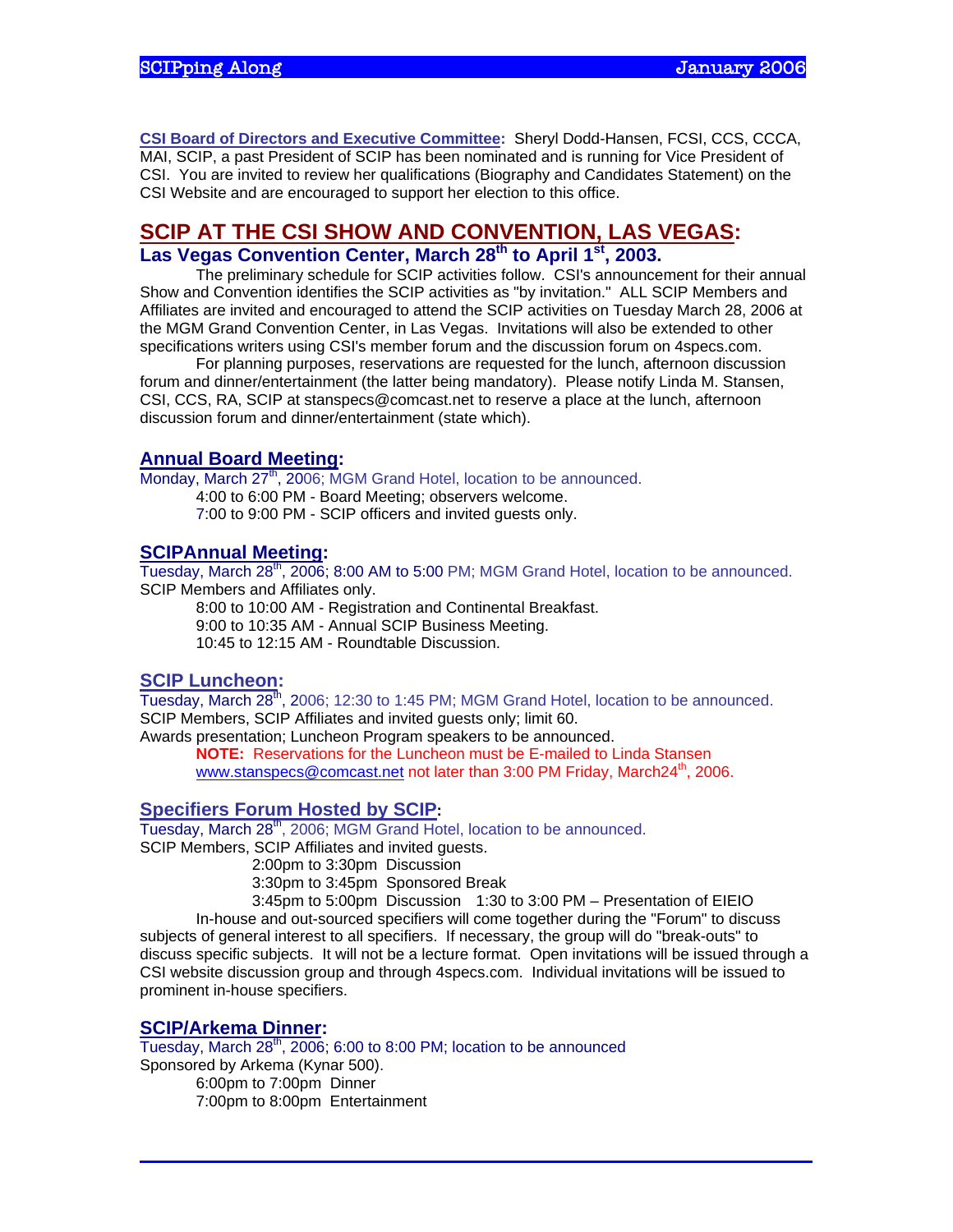**CSI Board of Directors and Executive Committee:** Sheryl Dodd-Hansen, FCSI, CCS, CCCA, MAI, SCIP, a past President of SCIP has been nominated and is running for Vice President of CSI. You are invited to review her qualifications (Biography and Candidates Statement) on the CSI Website and are encouraged to support her election to this office.

## SCIP AT THE CSI SHOW AND CONVENTION, LAS VEGAS:

### Las Vegas Convention Center, March 28th to April 1st, 2003.

The preliminary schedule for SCIP activities follow. CSI's announcement for their annual Show and Convention identifies the SCIP activities as "by invitation." ALL SCIP Members and Affiliates are invited and encouraged to attend the SCIP activities on Tuesday March 28, 2006 at the MGM Grand Convention Center, in Las Vegas. Invitations will also be extended to other specifications writers using CSI's member forum and the discussion forum on 4specs.com.

For planning purposes, reservations are requested for the lunch, afternoon discussion forum and dinner/entertainment (the latter being mandatory). Please notify Linda M. Stansen, CSI, CCS, RA, SCIP at stanspecs@comcast.net to reserve a place at the lunch, afternoon discussion forum and dinner/entertainment (state which).

### Annual Board Meeting:

Monday, March 27th, 2006; MGM Grand Hotel, location to be announced.

4:00 to 6:00 PM - Board Meeting; observers welcome.
7:00 to 9:00 PM - SCIP officers and invited guests only.

### SCIPAnnual Meeting:

Tuesday, March 28th, 2006; 8:00 AM to 5:00 PM; MGM Grand Hotel, location to be announced.
SCIP Members and Affiliates only.

8:00 to 10:00 AM - Registration and Continental Breakfast.
9:00 to 10:35 AM - Annual SCIP Business Meeting.
10:45 to 12:15 AM - Roundtable Discussion.

### SCIP Luncheon:

Tuesday, March 28th, 2006; 12:30 to 1:45 PM; MGM Grand Hotel, location to be announced.
SCIP Members, SCIP Affiliates and invited guests only; limit 60.
Awards presentation; Luncheon Program speakers to be announced.

**NOTE:** Reservations for the Luncheon must be E-mailed to Linda Stansen www.stanspecs@comcast.net not later than 3:00 PM Friday, March24th, 2006.

### Specifiers Forum Hosted by SCIP:

Tuesday, March 28th, 2006; MGM Grand Hotel, location to be announced.
SCIP Members, SCIP Affiliates and invited guests.

2:00pm to 3:30pm Discussion
3:30pm to 3:45pm Sponsored Break
3:45pm to 5:00pm Discussion 1:30 to 3:00 PM – Presentation of EIEIO

In-house and out-sourced specifiers will come together during the "Forum" to discuss subjects of general interest to all specifiers. If necessary, the group will do "break-outs" to discuss specific subjects. It will not be a lecture format. Open invitations will be issued through a CSI website discussion group and through 4specs.com. Individual invitations will be issued to prominent in-house specifiers.

### SCIP/Arkema Dinner:

Tuesday, March 28th, 2006; 6:00 to 8:00 PM; location to be announced
Sponsored by Arkema (Kynar 500).

6:00pm to 7:00pm Dinner
7:00pm to 8:00pm Entertainment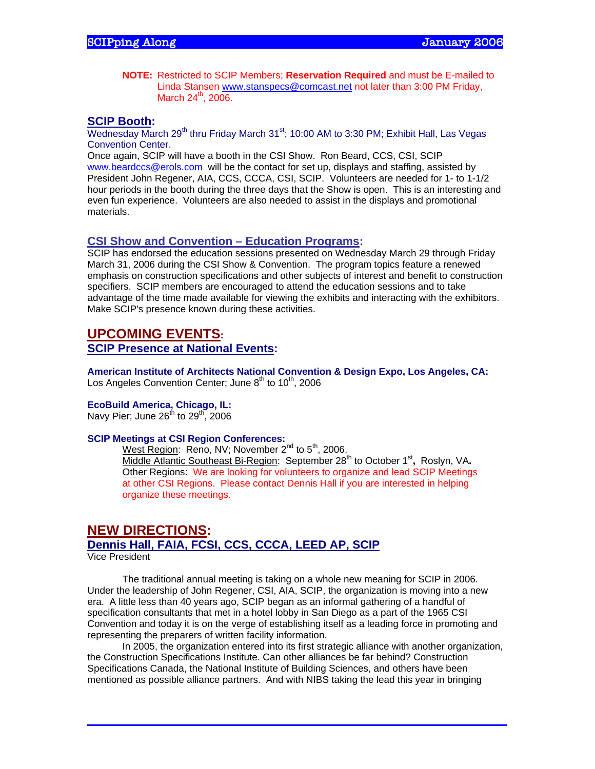**NOTE:** Restricted to SCIP Members; **Reservation Required** and must be E-mailed to Linda Stansen www.stanspecs@comcast.net not later than 3:00 PM Friday, March 24th, 2006.

## SCIP Booth:

Wednesday March 29th thru Friday March 31st; 10:00 AM to 3:30 PM; Exhibit Hall, Las Vegas Convention Center.

Once again, SCIP will have a booth in the CSI Show. Ron Beard, CCS, CSI, SCIP www.beardccs@erols.com will be the contact for set up, displays and staffing, assisted by President John Regener, AIA, CCS, CCCA, CSI, SCIP. Volunteers are needed for 1- to 1-1/2 hour periods in the booth during the three days that the Show is open. This is an interesting and even fun experience. Volunteers are also needed to assist in the displays and promotional materials.

## CSI Show and Convention – Education Programs:

SCIP has endorsed the education sessions presented on Wednesday March 29 through Friday March 31, 2006 during the CSI Show & Convention. The program topics feature a renewed emphasis on construction specifications and other subjects of interest and benefit to construction specifiers. SCIP members are encouraged to attend the education sessions and to take advantage of the time made available for viewing the exhibits and interacting with the exhibitors. Make SCIP's presence known during these activities.

# UPCOMING EVENTS:

## SCIP Presence at National Events:

**American Institute of Architects National Convention & Design Expo, Los Angeles, CA:**
Los Angeles Convention Center; June 8th to 10th, 2006

**EcoBuild America, Chicago, IL:**
Navy Pier; June 26th to 29th, 2006

**SCIP Meetings at CSI Region Conferences:**

West Region: Reno, NV; November 2nd to 5th, 2006.
Middle Atlantic Southeast Bi-Region: September 28th to October 1st, Roslyn, VA.
Other Regions: We are looking for volunteers to organize and lead SCIP Meetings at other CSI Regions. Please contact Dennis Hall if you are interested in helping organize these meetings.

# NEW DIRECTIONS:

## Dennis Hall, FAIA, FCSI, CCS, CCCA, LEED AP, SCIP

Vice President

The traditional annual meeting is taking on a whole new meaning for SCIP in 2006. Under the leadership of John Regener, CSI, AIA, SCIP, the organization is moving into a new era. A little less than 40 years ago, SCIP began as an informal gathering of a handful of specification consultants that met in a hotel lobby in San Diego as a part of the 1965 CSI Convention and today it is on the verge of establishing itself as a leading force in promoting and representing the preparers of written facility information.

In 2005, the organization entered into its first strategic alliance with another organization, the Construction Specifications Institute. Can other alliances be far behind? Construction Specifications Canada, the National Institute of Building Sciences, and others have been mentioned as possible alliance partners. And with NIBS taking the lead this year in bringing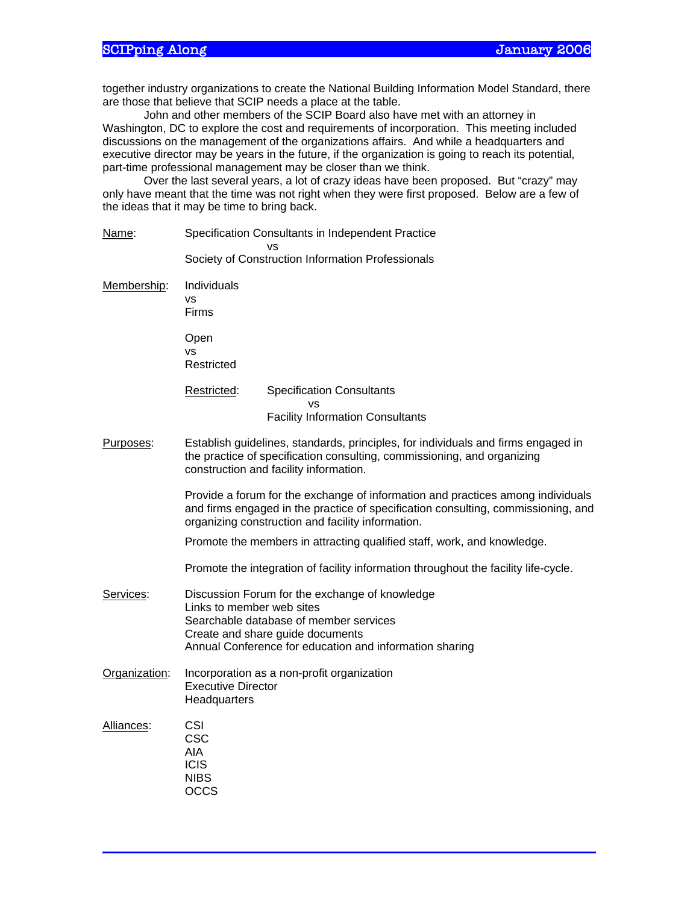together industry organizations to create the National Building Information Model Standard, there are those that believe that SCIP needs a place at the table.

John and other members of the SCIP Board also have met with an attorney in Washington, DC to explore the cost and requirements of incorporation. This meeting included discussions on the management of the organizations affairs. And while a headquarters and executive director may be years in the future, if the organization is going to reach its potential, part-time professional management may be closer than we think.

Over the last several years, a lot of crazy ideas have been proposed. But "crazy" may only have meant that the time was not right when they were first proposed. Below are a few of the ideas that it may be time to bring back.

<u>Name</u>: Specification Consultants in Independent Practice
vs
Society of Construction Information Professionals

<u>Membership</u>: Individuals
vs
Firms

Open
vs
Restricted

<u>Restricted</u>: Specification Consultants
vs
Facility Information Consultants

<u>Purposes</u>: Establish guidelines, standards, principles, for individuals and firms engaged in the practice of specification consulting, commissioning, and organizing construction and facility information.

Provide a forum for the exchange of information and practices among individuals and firms engaged in the practice of specification consulting, commissioning, and organizing construction and facility information.

Promote the members in attracting qualified staff, work, and knowledge.

Promote the integration of facility information throughout the facility life-cycle.

<u>Services</u>: Discussion Forum for the exchange of knowledge
Links to member web sites
Searchable database of member services
Create and share guide documents
Annual Conference for education and information sharing

<u>Organization</u>: Incorporation as a non-profit organization
Executive Director
Headquarters

<u>Alliances</u>: CSI
CSC
AIA
ICIS
NIBS
OCCS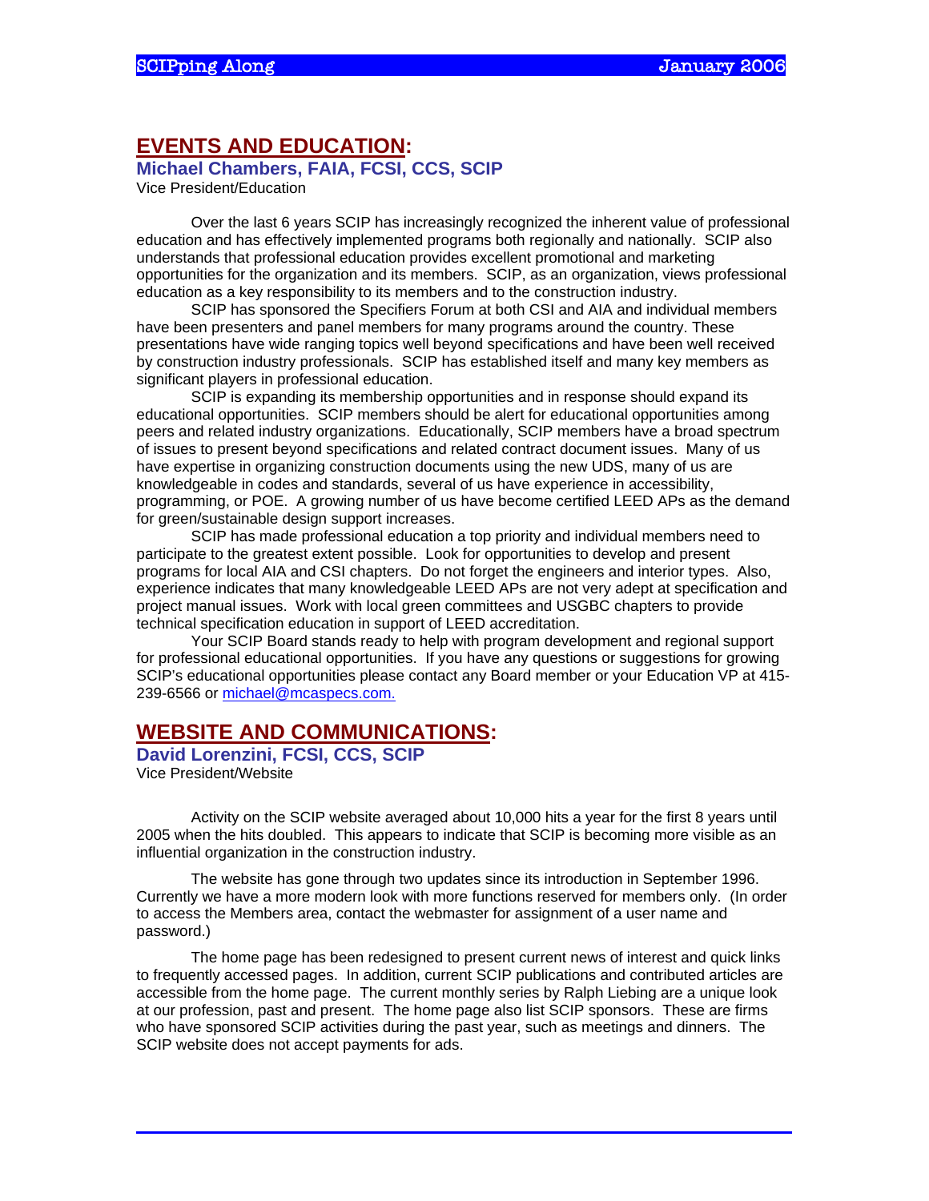## EVENTS AND EDUCATION:

### Michael Chambers, FAIA, FCSI, CCS, SCIP

Vice President/Education

Over the last 6 years SCIP has increasingly recognized the inherent value of professional education and has effectively implemented programs both regionally and nationally. SCIP also understands that professional education provides excellent promotional and marketing opportunities for the organization and its members. SCIP, as an organization, views professional education as a key responsibility to its members and to the construction industry.

SCIP has sponsored the Specifiers Forum at both CSI and AIA and individual members have been presenters and panel members for many programs around the country. These presentations have wide ranging topics well beyond specifications and have been well received by construction industry professionals. SCIP has established itself and many key members as significant players in professional education.

SCIP is expanding its membership opportunities and in response should expand its educational opportunities. SCIP members should be alert for educational opportunities among peers and related industry organizations. Educationally, SCIP members have a broad spectrum of issues to present beyond specifications and related contract document issues. Many of us have expertise in organizing construction documents using the new UDS, many of us are knowledgeable in codes and standards, several of us have experience in accessibility, programming, or POE. A growing number of us have become certified LEED APs as the demand for green/sustainable design support increases.

SCIP has made professional education a top priority and individual members need to participate to the greatest extent possible. Look for opportunities to develop and present programs for local AIA and CSI chapters. Do not forget the engineers and interior types. Also, experience indicates that many knowledgeable LEED APs are not very adept at specification and project manual issues. Work with local green committees and USGBC chapters to provide technical specification education in support of LEED accreditation.

Your SCIP Board stands ready to help with program development and regional support for professional educational opportunities. If you have any questions or suggestions for growing SCIP's educational opportunities please contact any Board member or your Education VP at 415-239-6566 or michael@mcaspecs.com.

## WEBSITE AND COMMUNICATIONS:

### David Lorenzini, FCSI, CCS, SCIP

Vice President/Website

Activity on the SCIP website averaged about 10,000 hits a year for the first 8 years until 2005 when the hits doubled. This appears to indicate that SCIP is becoming more visible as an influential organization in the construction industry.

The website has gone through two updates since its introduction in September 1996. Currently we have a more modern look with more functions reserved for members only. (In order to access the Members area, contact the webmaster for assignment of a user name and password.)

The home page has been redesigned to present current news of interest and quick links to frequently accessed pages. In addition, current SCIP publications and contributed articles are accessible from the home page. The current monthly series by Ralph Liebing are a unique look at our profession, past and present. The home page also list SCIP sponsors. These are firms who have sponsored SCIP activities during the past year, such as meetings and dinners. The SCIP website does not accept payments for ads.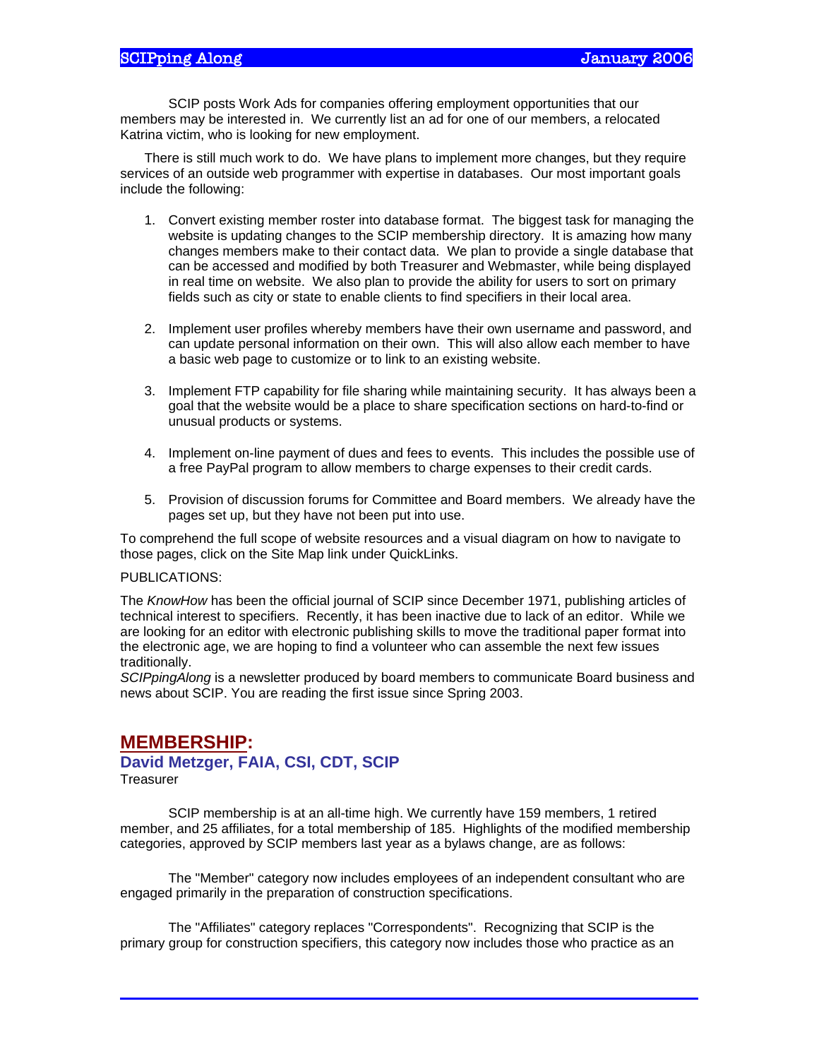SCIP posts Work Ads for companies offering employment opportunities that our members may be interested in. We currently list an ad for one of our members, a relocated Katrina victim, who is looking for new employment.

There is still much work to do. We have plans to implement more changes, but they require services of an outside web programmer with expertise in databases. Our most important goals include the following:

1. Convert existing member roster into database format. The biggest task for managing the website is updating changes to the SCIP membership directory. It is amazing how many changes members make to their contact data. We plan to provide a single database that can be accessed and modified by both Treasurer and Webmaster, while being displayed in real time on website. We also plan to provide the ability for users to sort on primary fields such as city or state to enable clients to find specifiers in their local area.

2. Implement user profiles whereby members have their own username and password, and can update personal information on their own. This will also allow each member to have a basic web page to customize or to link to an existing website.

3. Implement FTP capability for file sharing while maintaining security. It has always been a goal that the website would be a place to share specification sections on hard-to-find or unusual products or systems.

4. Implement on-line payment of dues and fees to events. This includes the possible use of a free PayPal program to allow members to charge expenses to their credit cards.

5. Provision of discussion forums for Committee and Board members. We already have the pages set up, but they have not been put into use.

To comprehend the full scope of website resources and a visual diagram on how to navigate to those pages, click on the Site Map link under QuickLinks.

PUBLICATIONS:

The *KnowHow* has been the official journal of SCIP since December 1971, publishing articles of technical interest to specifiers. Recently, it has been inactive due to lack of an editor. While we are looking for an editor with electronic publishing skills to move the traditional paper format into the electronic age, we are hoping to find a volunteer who can assemble the next few issues traditionally.

*SCIPpingAlong* is a newsletter produced by board members to communicate Board business and news about SCIP. You are reading the first issue since Spring 2003.

## MEMBERSHIP:

### David Metzger, FAIA, CSI, CDT, SCIP

Treasurer

SCIP membership is at an all-time high. We currently have 159 members, 1 retired member, and 25 affiliates, for a total membership of 185. Highlights of the modified membership categories, approved by SCIP members last year as a bylaws change, are as follows:

The "Member" category now includes employees of an independent consultant who are engaged primarily in the preparation of construction specifications.

The "Affiliates" category replaces "Correspondents". Recognizing that SCIP is the primary group for construction specifiers, this category now includes those who practice as an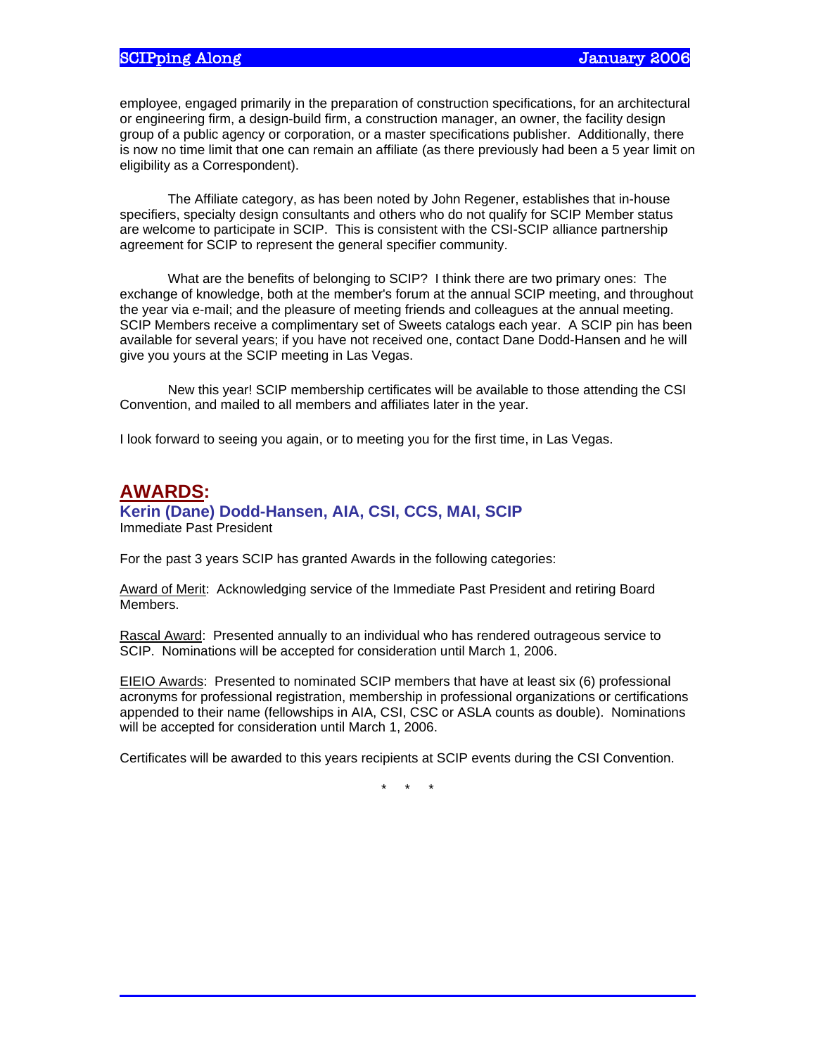employee, engaged primarily in the preparation of construction specifications, for an architectural or engineering firm, a design-build firm, a construction manager, an owner, the facility design group of a public agency or corporation, or a master specifications publisher. Additionally, there is now no time limit that one can remain an affiliate (as there previously had been a 5 year limit on eligibility as a Correspondent).

The Affiliate category, as has been noted by John Regener, establishes that in-house specifiers, specialty design consultants and others who do not qualify for SCIP Member status are welcome to participate in SCIP. This is consistent with the CSI-SCIP alliance partnership agreement for SCIP to represent the general specifier community.

What are the benefits of belonging to SCIP? I think there are two primary ones: The exchange of knowledge, both at the member's forum at the annual SCIP meeting, and throughout the year via e-mail; and the pleasure of meeting friends and colleagues at the annual meeting. SCIP Members receive a complimentary set of Sweets catalogs each year. A SCIP pin has been available for several years; if you have not received one, contact Dane Dodd-Hansen and he will give you yours at the SCIP meeting in Las Vegas.

New this year! SCIP membership certificates will be available to those attending the CSI Convention, and mailed to all members and affiliates later in the year.

I look forward to seeing you again, or to meeting you for the first time, in Las Vegas.

## AWARDS:

### Kerin (Dane) Dodd-Hansen, AIA, CSI, CCS, MAI, SCIP

Immediate Past President

For the past 3 years SCIP has granted Awards in the following categories:

Award of Merit: Acknowledging service of the Immediate Past President and retiring Board Members.

Rascal Award: Presented annually to an individual who has rendered outrageous service to SCIP. Nominations will be accepted for consideration until March 1, 2006.

EIEIO Awards: Presented to nominated SCIP members that have at least six (6) professional acronyms for professional registration, membership in professional organizations or certifications appended to their name (fellowships in AIA, CSI, CSC or ASLA counts as double). Nominations will be accepted for consideration until March 1, 2006.

Certificates will be awarded to this years recipients at SCIP events during the CSI Convention.

\* \* \*